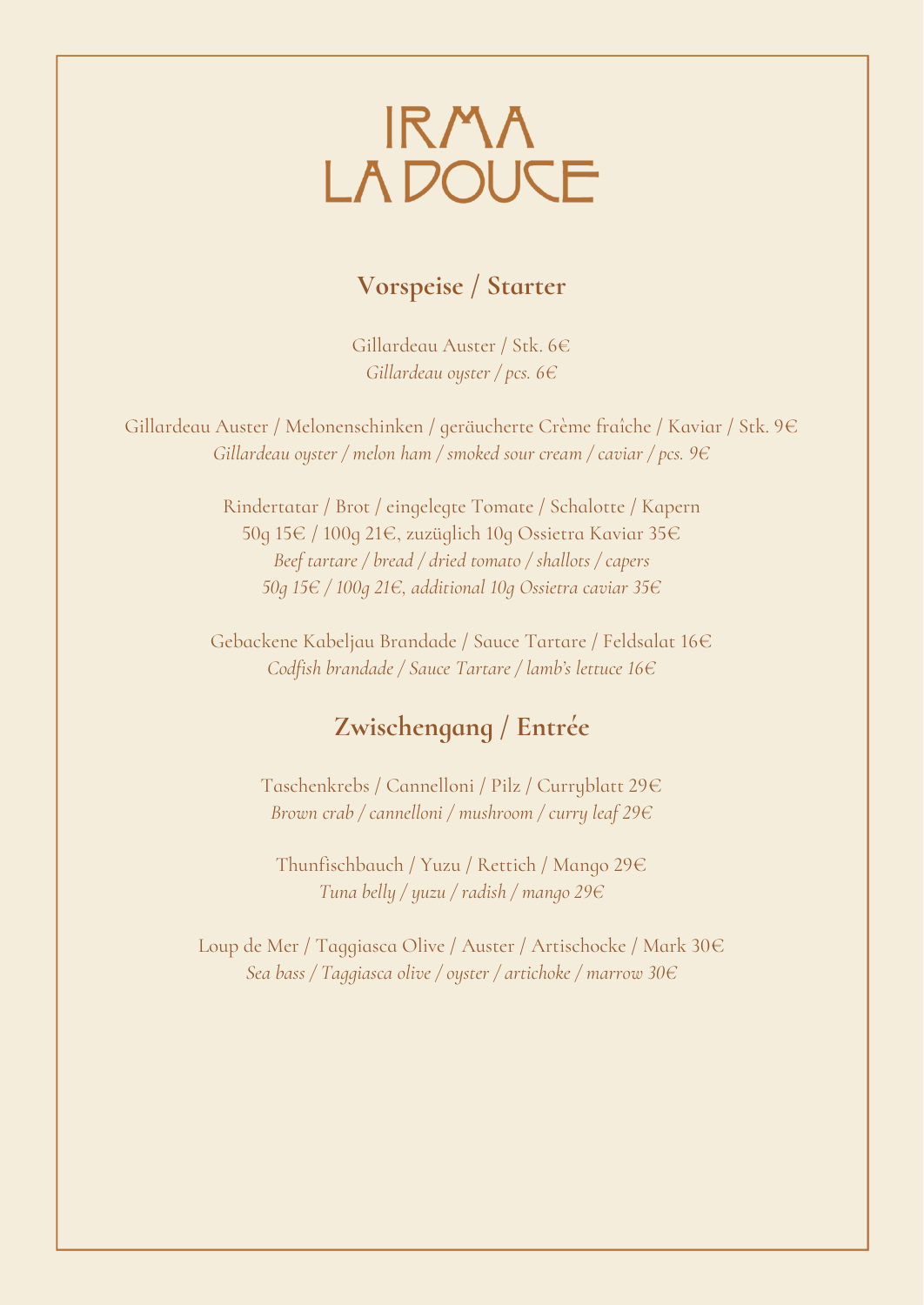# IRMA LA DOUCE

## Vorspeise / Starter

Gillardeau Auster / Stk. 6€
*Gillardeau oyster / pcs. 6€*

Gillardeau Auster / Melonenschinken / geräucherte Crème fraîche / Kaviar / Stk. 9€
*Gillardeau oyster / melon ham / smoked sour cream / caviar / pcs. 9€*

Rindertatar / Brot / eingelegte Tomate / Schalotte / Kapern
50g 15€ / 100g 21€, zuzüglich 10g Ossietra Kaviar 35€
*Beef tartare / bread / dried tomato / shallots / capers*
*50g 15€ / 100g 21€, additional 10g Ossietra caviar 35€*

Gebackene Kabeljau Brandade / Sauce Tartare / Feldsalat 16€
*Codfish brandade / Sauce Tartare / lamb's lettuce 16€*

## Zwischengang / Entrée

Taschenkrebs / Cannelloni / Pilz / Curryblatt 29€
*Brown crab / cannelloni / mushroom / curry leaf 29€*

Thunfischbauch / Yuzu / Rettich / Mango 29€
*Tuna belly / yuzu / radish / mango 29€*

Loup de Mer / Taggiasca Olive / Auster / Artischocke / Mark 30€
*Sea bass / Taggiasca olive / oyster / artichoke / marrow 30€*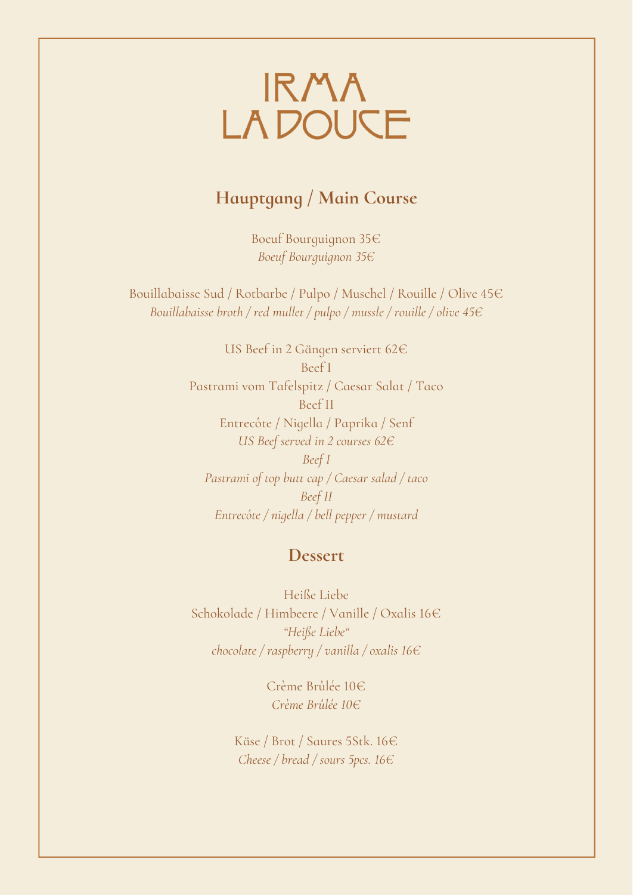# IRMA LA DOUCE

## Hauptgang / Main Course

Boeuf Bourguignon 35€
*Boeuf Bourguignon 35€*

Bouillabaisse Sud / Rotbarbe / Pulpo / Muschel / Rouille / Olive 45€
*Bouillabaisse broth / red mullet / pulpo / mussle / rouille / olive 45€*

US Beef in 2 Gängen serviert 62€
Beef I
Pastrami vom Tafelspitz / Caesar Salat / Taco
Beef II
Entrecôte / Nigella / Paprika / Senf
*US Beef served in 2 courses 62€*
*Beef I*
*Pastrami of top butt cap / Caesar salad / taco*
*Beef II*
*Entrecôte / nigella / bell pepper / mustard*

## Dessert

Heiße Liebe
Schokolade / Himbeere / Vanille / Oxalis 16€
*"Heiße Liebe"*
*chocolate / raspberry / vanilla / oxalis 16€*

Crème Brûlée 10€
*Crème Brûlée 10€*

Käse / Brot / Saures 5Stk. 16€
*Cheese / bread / sours 5pcs. 16€*